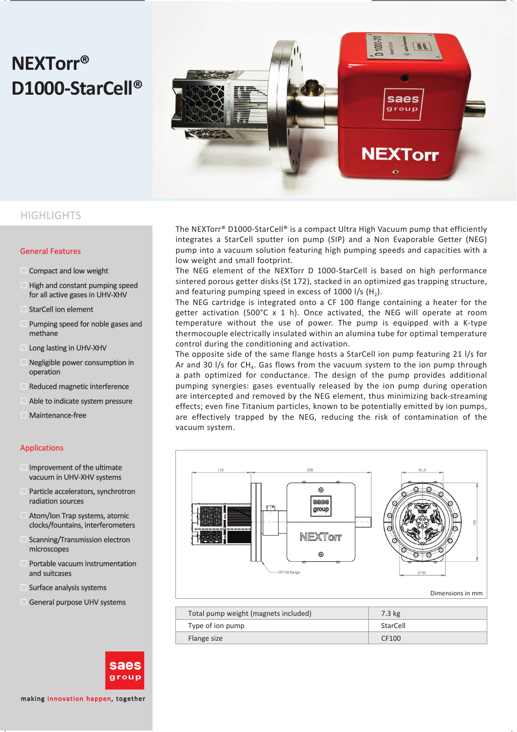# NEXTorr® D1000-StarCell®

## HIGHLIGHTS

### General Features

- Compact and low weight
- High and constant pumping speed for all active gases in UHV-XHV
- StarCell ion element
- Pumping speed for noble gases and methane
- Long lasting in UHV-XHV
- Negligible power consumption in operation
- Reduced magnetic interference
- Able to indicate system pressure
- Maintenance-free

### Applications

- Improvement of the ultimate vacuum in UHV-XHV systems
- Particle accelerators, synchrotron radiation sources
- Atom/Ion Trap systems, atomic clocks/fountains, interferometers
- Scanning/Transmission electron microscopes
- Portable vacuum instrumentation and suitcases
- Surface analysis systems
- General purpose UHV systems

The NEXTorr® D1000-StarCell® is a compact Ultra High Vacuum pump that efficiently integrates a StarCell sputter ion pump (SIP) and a Non Evaporable Getter (NEG) pump into a vacuum solution featuring high pumping speeds and capacities with a low weight and small footprint.

The NEG element of the NEXTorr D 1000-StarCell is based on high performance sintered porous getter disks (St 172), stacked in an optimized gas trapping structure, and featuring pumping speed in excess of 1000 l/s ($H_2$).

The NEG cartridge is integrated onto a CF 100 flange containing a heater for the getter activation (500°C x 1 h). Once activated, the NEG will operate at room temperature without the use of power. The pump is equipped with a K-type thermocouple electrically insulated within an alumina tube for optimal temperature control during the conditioning and activation.

The opposite side of the same flange hosts a StarCell ion pump featuring 21 l/s for Ar and 30 l/s for $CH_4$. Gas flows from the vacuum system to the ion pump through a path optimized for conductance. The design of the pump provides additional pumping synergies: gases eventually released by the ion pump during operation are intercepted and removed by the NEG element, thus minimizing back-streaming effects; even fine Titanium particles, known to be potentially emitted by ion pumps, are effectively trapped by the NEG, reducing the risk of contamination of the vacuum system.

Dimensions in mm

| | |
|---|---|
| Total pump weight (magnets included) | 7.3 kg |
| Type of ion pump | StarCell |
| Flange size | CF100 |

making innovation happen, together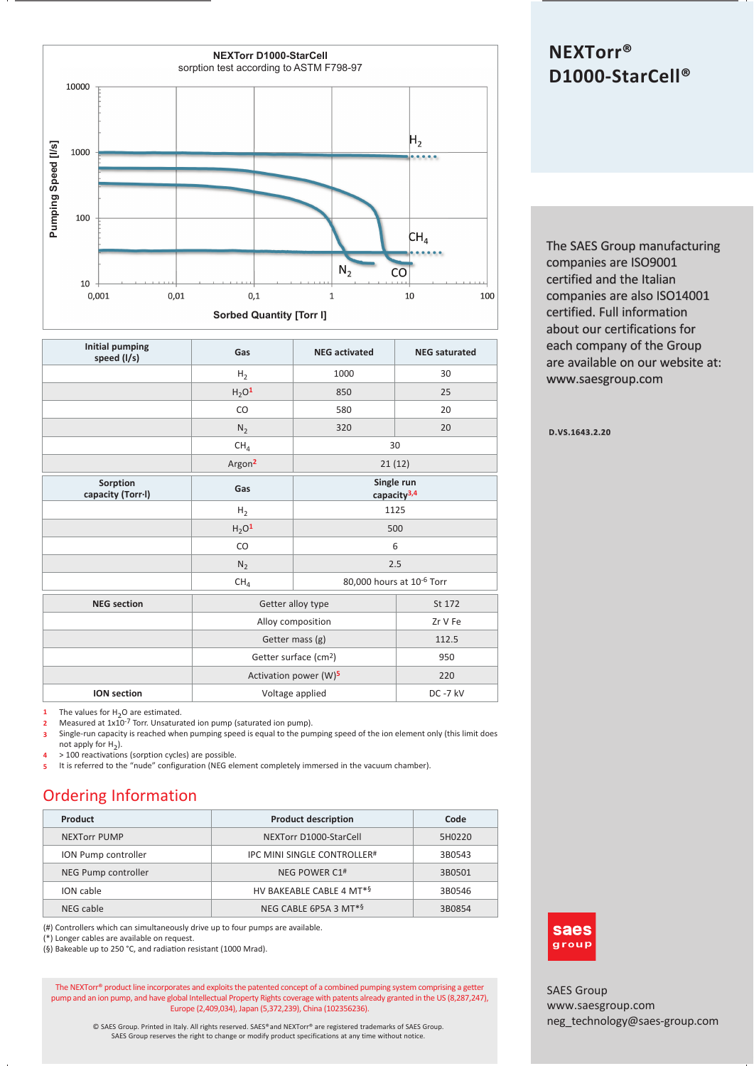NEXTorr D1000-StarCell
sorption test according to ASTM F798-97

10000
1000
100
10
Pumping Speed [l/s]

0,001
0,01
0,1
1
10
100
Sorbed Quantity [Torr l]

$H_2$
$CH_4$
$N_2$
CO

| Initial pumping speed (l/s) | Gas | NEG activated | NEG saturated |
|---|---|---|---|
| | $H_2$ | 1000 | 30 |
| | $H_2O$[1] | 850 | 25 |
| | CO | 580 | 20 |
| | $N_2$ | 320 | 20 |
| | $CH_4$ | 30 | |
| | Argon[2] | 21 (12) | |

| Sorption capacity (Torr·l) | Gas | Single run capacity[3,4] |
|---|---|---|
| | $H_2$ | 1125 |
| | $H_2O$[1] | 500 |
| | CO | 6 |
| | $N_2$ | 2.5 |
| | $CH_4$ | 80,000 hours at $10^{-6}$ Torr |

| NEG section | Getter alloy type | St 172 |
|---|---|---|
| | Alloy composition | Zr V Fe |
| | Getter mass (g) | 112.5 |
| | Getter surface (cm²) | 950 |
| | Activation power (W)[5] | 220 |
| ION section | Voltage applied | DC -7 kV |

1. The values for $H_2O$ are estimated.
2. Measured at $1x10^{-7}$ Torr. Unsaturated ion pump (saturated ion pump).
3. Single-run capacity is reached when pumping speed is equal to the pumping speed of the ion element only (this limit does not apply for $H_2$).
4. > 100 reactivations (sorption cycles) are possible.
5. It is referred to the "nude" configuration (NEG element completely immersed in the vacuum chamber).

## Ordering Information

| Product | Product description | Code |
|---|---|---|
| NEXTorr PUMP | NEXTorr D1000-StarCell | 5H0220 |
| ION Pump controller | IPC MINI SINGLE CONTROLLER# | 3B0543 |
| NEG Pump controller | NEG POWER C1# | 3B0501 |
| ION cable | HV BAKEABLE CABLE 4 MT*§ | 3B0546 |
| NEG cable | NEG CABLE 6P5A 3 MT*§ | 3B0854 |

(#) Controllers which can simultaneously drive up to four pumps are available.
(*) Longer cables are available on request.
(§) Bakeable up to 250 °C, and radiation resistant (1000 Mrad).

The NEXTorr® product line incorporates and exploits the patented concept of a combined pumping system comprising a getter pump and an ion pump, and have global Intellectual Property Rights coverage with patents already granted in the US (8,287,247), Europe (2,409,034), Japan (5,372,239), China (102356236).

© SAES Group. Printed in Italy. All rights reserved. SAES® and NEXTorr® are registered trademarks of SAES Group.
SAES Group reserves the right to change or modify product specifications at any time without notice.

# NEXTorr® D1000-StarCell®

The SAES Group manufacturing companies are ISO9001 certified and the Italian companies are also ISO14001 certified. Full information about our certifications for each company of the Group are available on our website at: www.saesgroup.com

D.VS.1643.2.20

saes group

SAES Group
www.saesgroup.com
neg_technology@saes-group.com